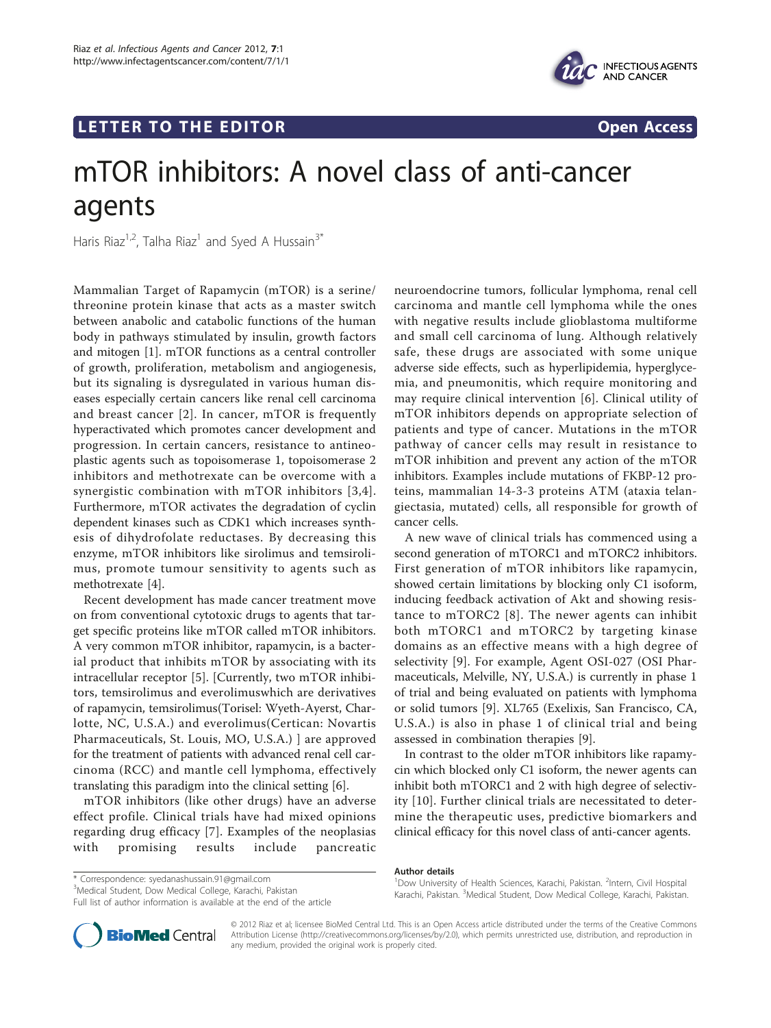LETTER TO THE EDITOR

Open Access

# mTOR inhibitors: A novel class of anti-cancer agents

Haris Riaz[1,2], Talha Riaz[1] and Syed A Hussain[3*]

Mammalian Target of Rapamycin (mTOR) is a serine/threonine protein kinase that acts as a master switch between anabolic and catabolic functions of the human body in pathways stimulated by insulin, growth factors and mitogen [1]. mTOR functions as a central controller of growth, proliferation, metabolism and angiogenesis, but its signaling is dysregulated in various human diseases especially certain cancers like renal cell carcinoma and breast cancer [2]. In cancer, mTOR is frequently hyperactivated which promotes cancer development and progression. In certain cancers, resistance to antineoplastic agents such as topoisomerase 1, topoisomerase 2 inhibitors and methotrexate can be overcome with a synergistic combination with mTOR inhibitors [3,4]. Furthermore, mTOR activates the degradation of cyclin dependent kinases such as CDK1 which increases synthesis of dihydrofolate reductases. By decreasing this enzyme, mTOR inhibitors like sirolimus and temsirolimus, promote tumour sensitivity to agents such as methotrexate [4].

Recent development has made cancer treatment move on from conventional cytotoxic drugs to agents that target specific proteins like mTOR called mTOR inhibitors. A very common mTOR inhibitor, rapamycin, is a bacterial product that inhibits mTOR by associating with its intracellular receptor [5]. [Currently, two mTOR inhibitors, temsirolimus and everolimuswhich are derivatives of rapamycin, temsirolimus(Torisel: Wyeth-Ayerst, Charlotte, NC, U.S.A.) and everolimus(Certican: Novartis Pharmaceuticals, St. Louis, MO, U.S.A.) ] are approved for the treatment of patients with advanced renal cell carcinoma (RCC) and mantle cell lymphoma, effectively translating this paradigm into the clinical setting [6].

mTOR inhibitors (like other drugs) have an adverse effect profile. Clinical trials have had mixed opinions regarding drug efficacy [7]. Examples of the neoplasias with promising results include pancreatic neuroendocrine tumors, follicular lymphoma, renal cell carcinoma and mantle cell lymphoma while the ones with negative results include glioblastoma multiforme and small cell carcinoma of lung. Although relatively safe, these drugs are associated with some unique adverse side effects, such as hyperlipidemia, hyperglycemia, and pneumonitis, which require monitoring and may require clinical intervention [6]. Clinical utility of mTOR inhibitors depends on appropriate selection of patients and type of cancer. Mutations in the mTOR pathway of cancer cells may result in resistance to mTOR inhibition and prevent any action of the mTOR inhibitors. Examples include mutations of FKBP-12 proteins, mammalian 14-3-3 proteins ATM (ataxia telangiectasia, mutated) cells, all responsible for growth of cancer cells.

A new wave of clinical trials has commenced using a second generation of mTORC1 and mTORC2 inhibitors. First generation of mTOR inhibitors like rapamycin, showed certain limitations by blocking only C1 isoform, inducing feedback activation of Akt and showing resistance to mTORC2 [8]. The newer agents can inhibit both mTORC1 and mTORC2 by targeting kinase domains as an effective means with a high degree of selectivity [9]. For example, Agent OSI-027 (OSI Pharmaceuticals, Melville, NY, U.S.A.) is currently in phase 1 of trial and being evaluated on patients with lymphoma or solid tumors [9]. XL765 (Exelixis, San Francisco, CA, U.S.A.) is also in phase 1 of clinical trial and being assessed in combination therapies [9].

In contrast to the older mTOR inhibitors like rapamycin which blocked only C1 isoform, the newer agents can inhibit both mTORC1 and 2 with high degree of selectivity [10]. Further clinical trials are necessitated to determine the therapeutic uses, predictive biomarkers and clinical efficacy for this novel class of anti-cancer agents.

\* Correspondence: syedanashussain.91@gmail.com
[3]Medical Student, Dow Medical College, Karachi, Pakistan
Full list of author information is available at the end of the article

**Author details**
[1]Dow University of Health Sciences, Karachi, Pakistan. [2]Intern, Civil Hospital Karachi, Pakistan. [3]Medical Student, Dow Medical College, Karachi, Pakistan.

© 2012 Riaz et al; licensee BioMed Central Ltd. This is an Open Access article distributed under the terms of the Creative Commons Attribution License (http://creativecommons.org/licenses/by/2.0), which permits unrestricted use, distribution, and reproduction in any medium, provided the original work is properly cited.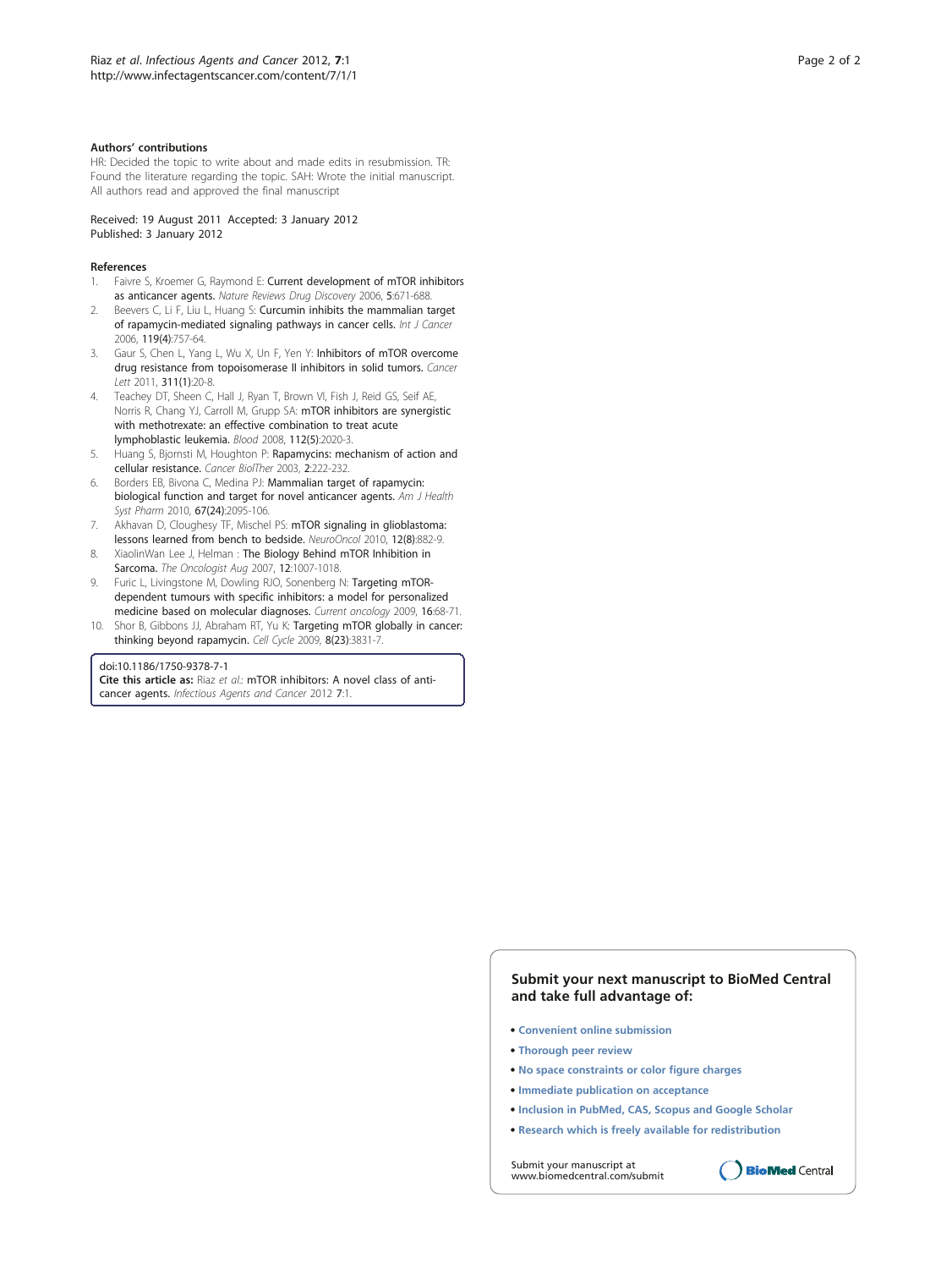#### Authors' contributions

HR: Decided the topic to write about and made edits in resubmission. TR: Found the literature regarding the topic. SAH: Wrote the initial manuscript. All authors read and approved the final manuscript

Received: 19 August 2011 Accepted: 3 January 2012
Published: 3 January 2012

#### References

1. Faivre S, Kroemer G, Raymond E: **Current development of mTOR inhibitors as anticancer agents.** *Nature Reviews Drug Discovery* 2006, **5**:671-688.
2. Beevers C, Li F, Liu L, Huang S: **Curcumin inhibits the mammalian target of rapamycin-mediated signaling pathways in cancer cells.** *Int J Cancer* 2006, **119(4)**:757-64.
3. Gaur S, Chen L, Yang L, Wu X, Un F, Yen Y: **Inhibitors of mTOR overcome drug resistance from topoisomerase II inhibitors in solid tumors.** *Cancer Lett* 2011, **311(1)**:20-8.
4. Teachey DT, Sheen C, Hall J, Ryan T, Brown VI, Fish J, Reid GS, Seif AE, Norris R, Chang YJ, Carroll M, Grupp SA: **mTOR inhibitors are synergistic with methotrexate: an effective combination to treat acute lymphoblastic leukemia.** *Blood* 2008, **112(5)**:2020-3.
5. Huang S, Bjornsti M, Houghton P: **Rapamycins: mechanism of action and cellular resistance.** *Cancer BiolTher* 2003, **2**:222-232.
6. Borders EB, Bivona C, Medina PJ: **Mammalian target of rapamycin: biological function and target for novel anticancer agents.** *Am J Health Syst Pharm* 2010, **67(24)**:2095-106.
7. Akhavan D, Cloughesy TF, Mischel PS: **mTOR signaling in glioblastoma: lessons learned from bench to bedside.** *NeuroOncol* 2010, **12(8)**:882-9.
8. XiaolinWan Lee J, Helman : **The Biology Behind mTOR Inhibition in Sarcoma.** *The Oncologist Aug* 2007, **12**:1007-1018.
9. Furic L, Livingstone M, Dowling RJO, Sonenberg N: **Targeting mTOR-dependent tumours with specific inhibitors: a model for personalized medicine based on molecular diagnoses.** *Current oncology* 2009, **16**:68-71.
10. Shor B, Gibbons JJ, Abraham RT, Yu K: **Targeting mTOR globally in cancer: thinking beyond rapamycin.** *Cell Cycle* 2009, **8(23)**:3831-7.

doi:10.1186/1750-9378-7-1
**Cite this article as:** Riaz *et al.*: mTOR inhibitors: A novel class of anti-cancer agents. *Infectious Agents and Cancer* 2012 **7**:1.

**Submit your next manuscript to BioMed Central and take full advantage of:**

- Convenient online submission
- Thorough peer review
- No space constraints or color figure charges
- Immediate publication on acceptance
- Inclusion in PubMed, CAS, Scopus and Google Scholar
- Research which is freely available for redistribution

Submit your manuscript at
www.biomedcentral.com/submit

BioMed Central